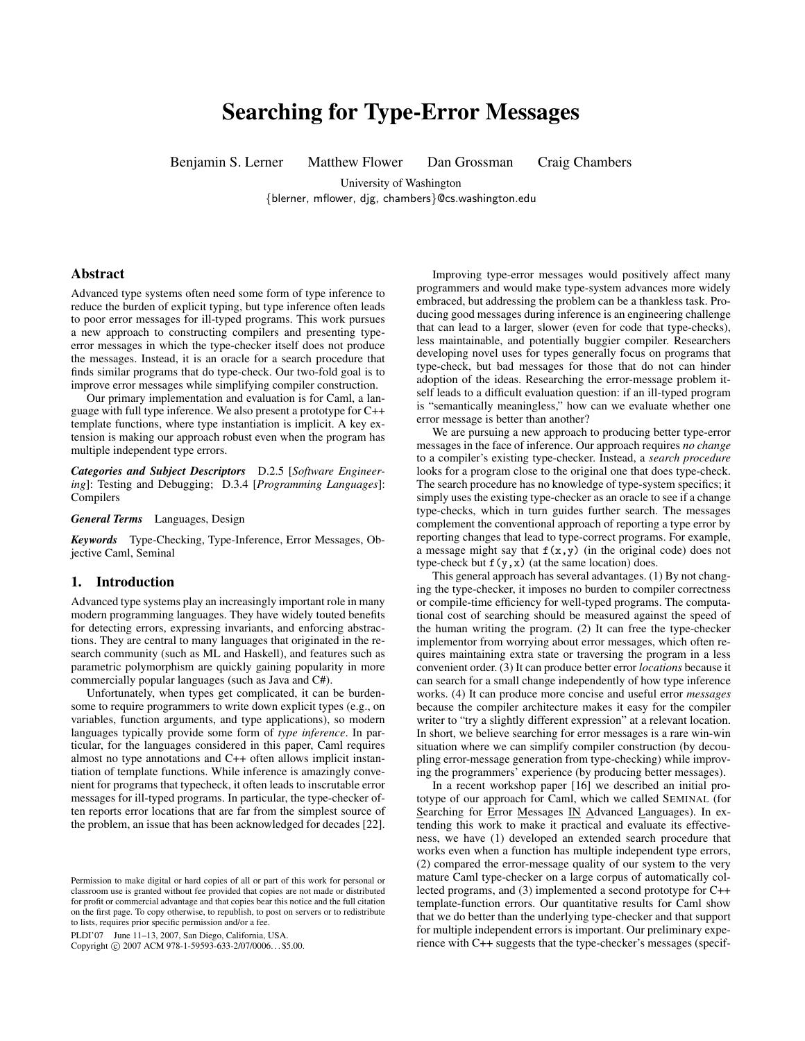# Searching for Type-Error Messages

Benjamin S. Lerner Matthew Flower Dan Grossman Craig Chambers

University of Washington

{blerner, mflower, djg, chambers}@cs.washington.edu

## Abstract

Advanced type systems often need some form of type inference to reduce the burden of explicit typing, but type inference often leads to poor error messages for ill-typed programs. This work pursues a new approach to constructing compilers and presenting type-error messages in which the type-checker itself does not produce the messages. Instead, it is an oracle for a search procedure that finds similar programs that do type-check. Our two-fold goal is to improve error messages while simplifying compiler construction.

Our primary implementation and evaluation is for Caml, a language with full type inference. We also present a prototype for C++ template functions, where type instantiation is implicit. A key extension is making our approach robust even when the program has multiple independent type errors.

***Categories and Subject Descriptors*** D.2.5 [*Software Engineering*]: Testing and Debugging; D.3.4 [*Programming Languages*]: Compilers

***General Terms*** Languages, Design

***Keywords*** Type-Checking, Type-Inference, Error Messages, Objective Caml, Seminal

## 1. Introduction

Advanced type systems play an increasingly important role in many modern programming languages. They have widely touted benefits for detecting errors, expressing invariants, and enforcing abstractions. They are central to many languages that originated in the research community (such as ML and Haskell), and features such as parametric polymorphism are quickly gaining popularity in more commercially popular languages (such as Java and C#).

Unfortunately, when types get complicated, it can be burdensome to require programmers to write down explicit types (e.g., on variables, function arguments, and type applications), so modern languages typically provide some form of *type inference*. In particular, for the languages considered in this paper, Caml requires almost no type annotations and C++ often allows implicit instantiation of template functions. While inference is amazingly convenient for programs that typecheck, it often leads to inscrutable error messages for ill-typed programs. In particular, the type-checker often reports error locations that are far from the simplest source of the problem, an issue that has been acknowledged for decades [22].

Improving type-error messages would positively affect many programmers and would make type-system advances more widely embraced, but addressing the problem can be a thankless task. Producing good messages during inference is an engineering challenge that can lead to a larger, slower (even for code that type-checks), less maintainable, and potentially buggier compiler. Researchers developing novel uses for types generally focus on programs that type-check, but bad messages for those that do not can hinder adoption of the ideas. Researching the error-message problem itself leads to a difficult evaluation question: if an ill-typed program is "semantically meaningless," how can we evaluate whether one error message is better than another?

We are pursuing a new approach to producing better type-error messages in the face of inference. Our approach requires *no change* to a compiler's existing type-checker. Instead, a *search procedure* looks for a program close to the original one that does type-check. The search procedure has no knowledge of type-system specifics; it simply uses the existing type-checker as an oracle to see if a change type-checks, which in turn guides further search. The messages complement the conventional approach of reporting a type error by reporting changes that lead to type-correct programs. For example, a message might say that `f(x,y)` (in the original code) does not type-check but `f(y,x)` (at the same location) does.

This general approach has several advantages. (1) By not changing the type-checker, it imposes no burden to compiler correctness or compile-time efficiency for well-typed programs. The computational cost of searching should be measured against the speed of the human writing the program. (2) It can free the type-checker implementor from worrying about error messages, which often requires maintaining extra state or traversing the program in a less convenient order. (3) It can produce better error *locations* because it can search for a small change independently of how type inference works. (4) It can produce more concise and useful error *messages* because the compiler architecture makes it easy for the compiler writer to "try a slightly different expression" at a relevant location. In short, we believe searching for error messages is a rare win-win situation where we can simplify compiler construction (by decoupling error-message generation from type-checking) while improving the programmers' experience (by producing better messages).

In a recent workshop paper [16] we described an initial prototype of our approach for Caml, which we called SEMINAL (for Searching for Error Messages IN Advanced Languages). In extending this work to make it practical and evaluate its effectiveness, we have (1) developed an extended search procedure that works even when a function has multiple independent type errors, (2) compared the error-message quality of our system to the very mature Caml type-checker on a large corpus of automatically collected programs, and (3) implemented a second prototype for C++ template-function errors. Our quantitative results for Caml show that we do better than the underlying type-checker and that support for multiple independent errors is important. Our preliminary experience with C++ suggests that the type-checker's messages (specif-

Permission to make digital or hard copies of all or part of this work for personal or classroom use is granted without fee provided that copies are not made or distributed for profit or commercial advantage and that copies bear this notice and the full citation on the first page. To copy otherwise, to republish, to post on servers or to redistribute to lists, requires prior specific permission and/or a fee.

PLDI'07 June 11–13, 2007, San Diego, California, USA.
Copyright © 2007 ACM 978-1-59593-633-2/07/0006...$5.00.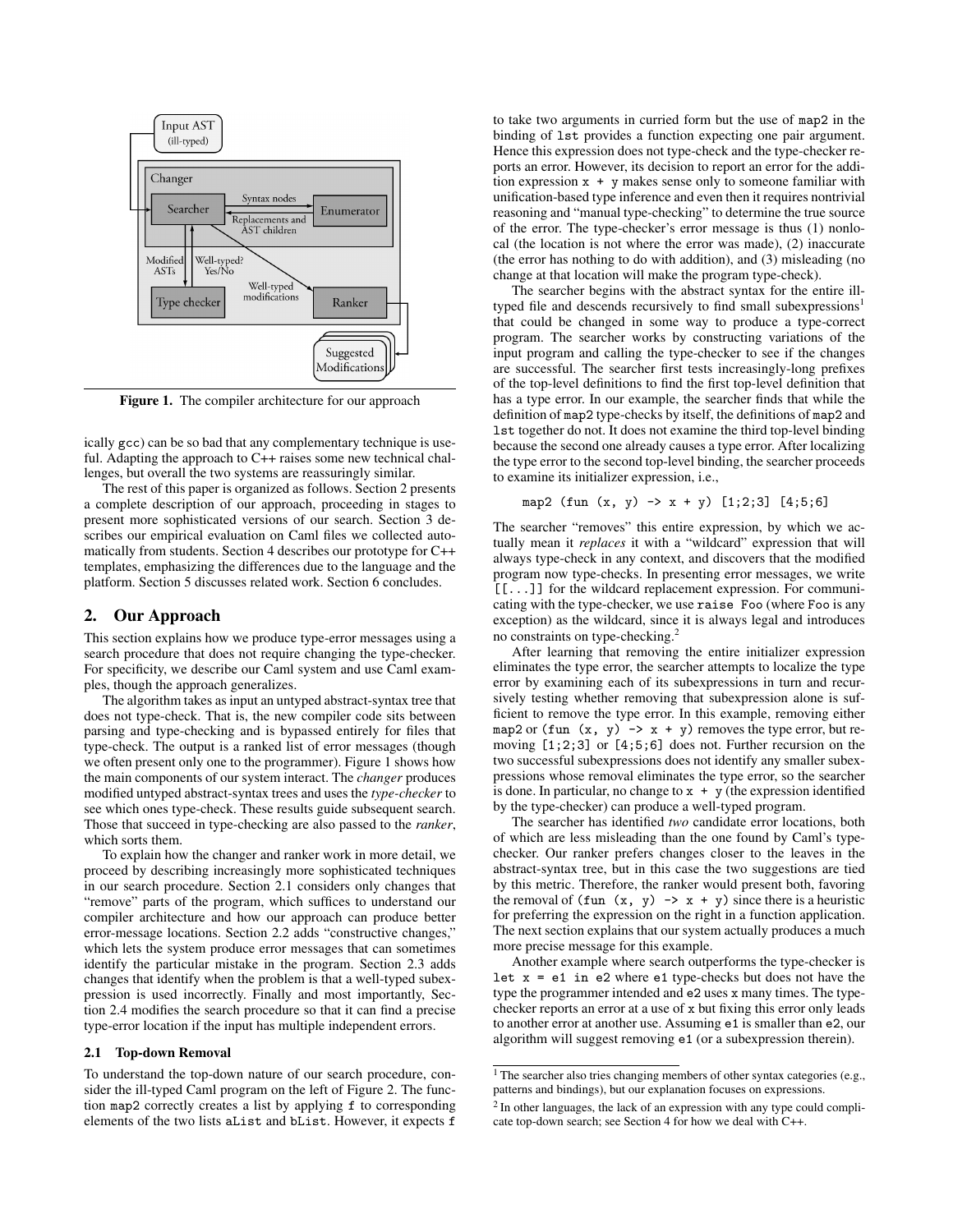Figure 1. The compiler architecture for our approach

ically gcc) can be so bad that any complementary technique is useful. Adapting the approach to C++ raises some new technical challenges, but overall the two systems are reassuringly similar.

The rest of this paper is organized as follows. Section 2 presents a complete description of our approach, proceeding in stages to present more sophisticated versions of our search. Section 3 describes our empirical evaluation on Caml files we collected automatically from students. Section 4 describes our prototype for C++ templates, emphasizing the differences due to the language and the platform. Section 5 discusses related work. Section 6 concludes.

## 2. Our Approach

This section explains how we produce type-error messages using a search procedure that does not require changing the type-checker. For specificity, we describe our Caml system and use Caml examples, though the approach generalizes.

The algorithm takes as input an untyped abstract-syntax tree that does not type-check. That is, the new compiler code sits between parsing and type-checking and is bypassed entirely for files that type-check. The output is a ranked list of error messages (though we often present only one to the programmer). Figure 1 shows how the main components of our system interact. The *changer* produces modified untyped abstract-syntax trees and uses the *type-checker* to see which ones type-check. These results guide subsequent search. Those that succeed in type-checking are also passed to the *ranker*, which sorts them.

To explain how the changer and ranker work in more detail, we proceed by describing increasingly more sophisticated techniques in our search procedure. Section 2.1 considers only changes that "remove" parts of the program, which suffices to understand our compiler architecture and how our approach can produce better error-message locations. Section 2.2 adds "constructive changes," which lets the system produce error messages that can sometimes identify the particular mistake in the program. Section 2.3 adds changes that identify when the problem is that a well-typed subexpression is used incorrectly. Finally and most importantly, Section 2.4 modifies the search procedure so that it can find a precise type-error location if the input has multiple independent errors.

### 2.1 Top-down Removal

To understand the top-down nature of our search procedure, consider the ill-typed Caml program on the left of Figure 2. The function map2 correctly creates a list by applying f to corresponding elements of the two lists aList and bList. However, it expects f to take two arguments in curried form but the use of map2 in the binding of lst provides a function expecting one pair argument. Hence this expression does not type-check and the type-checker reports an error. However, its decision to report an error for the addition expression x + y makes sense only to someone familiar with unification-based type inference and even then it requires nontrivial reasoning and "manual type-checking" to determine the true source of the error. The type-checker's error message is thus (1) nonlocal (the location is not where the error was made), (2) inaccurate (the error has nothing to do with addition), and (3) misleading (no change at that location will make the program type-check).

The searcher begins with the abstract syntax for the entire ill-typed file and descends recursively to find small subexpressions[1] that could be changed in some way to produce a type-correct program. The searcher works by constructing variations of the input program and calling the type-checker to see if the changes are successful. The searcher first tests increasingly-long prefixes of the top-level definitions to find the first top-level definition that has a type error. In our example, the searcher finds that while the definition of map2 type-checks by itself, the definitions of map2 and lst together do not. It does not examine the third top-level binding because the second one already causes a type error. After localizing the type error to the second top-level binding, the searcher proceeds to examine its initializer expression, i.e.,

```
map2 (fun (x, y) -> x + y) [1;2;3] [4;5;6]
```

The searcher "removes" this entire expression, by which we actually mean it *replaces* it with a "wildcard" expression that will always type-check in any context, and discovers that the modified program now type-checks. In presenting error messages, we write [[...]] for the wildcard replacement expression. For communicating with the type-checker, we use raise Foo (where Foo is any exception) as the wildcard, since it is always legal and introduces no constraints on type-checking.[2]

After learning that removing the entire initializer expression eliminates the type error, the searcher attempts to localize the type error by examining each of its subexpressions in turn and recursively testing whether removing that subexpression alone is sufficient to remove the type error. In this example, removing either map2 or (fun (x, y) -> x + y) removes the type error, but removing [1;2;3] or [4;5;6] does not. Further recursion on the two successful subexpressions does not identify any smaller subexpressions whose removal eliminates the type error, so the searcher is done. In particular, no change to x + y (the expression identified by the type-checker) can produce a well-typed program.

The searcher has identified *two* candidate error locations, both of which are less misleading than the one found by Caml's type-checker. Our ranker prefers changes closer to the leaves in the abstract-syntax tree, but in this case the two suggestions are tied by this metric. Therefore, the ranker would present both, favoring the removal of (fun (x, y) -> x + y) since there is a heuristic for preferring the expression on the right in a function application. The next section explains that our system actually produces a much more precise message for this example.

Another example where search outperforms the type-checker is let x = e1 in e2 where e1 type-checks but does not have the type the programmer intended and e2 uses x many times. The type-checker reports an error at a use of x but fixing this error only leads to another error at another use. Assuming e1 is smaller than e2, our algorithm will suggest removing e1 (or a subexpression therein).

[1] The searcher also tries changing members of other syntax categories (e.g., patterns and bindings), but our explanation focuses on expressions.

[2] In other languages, the lack of an expression with any type could complicate top-down search; see Section 4 for how we deal with C++.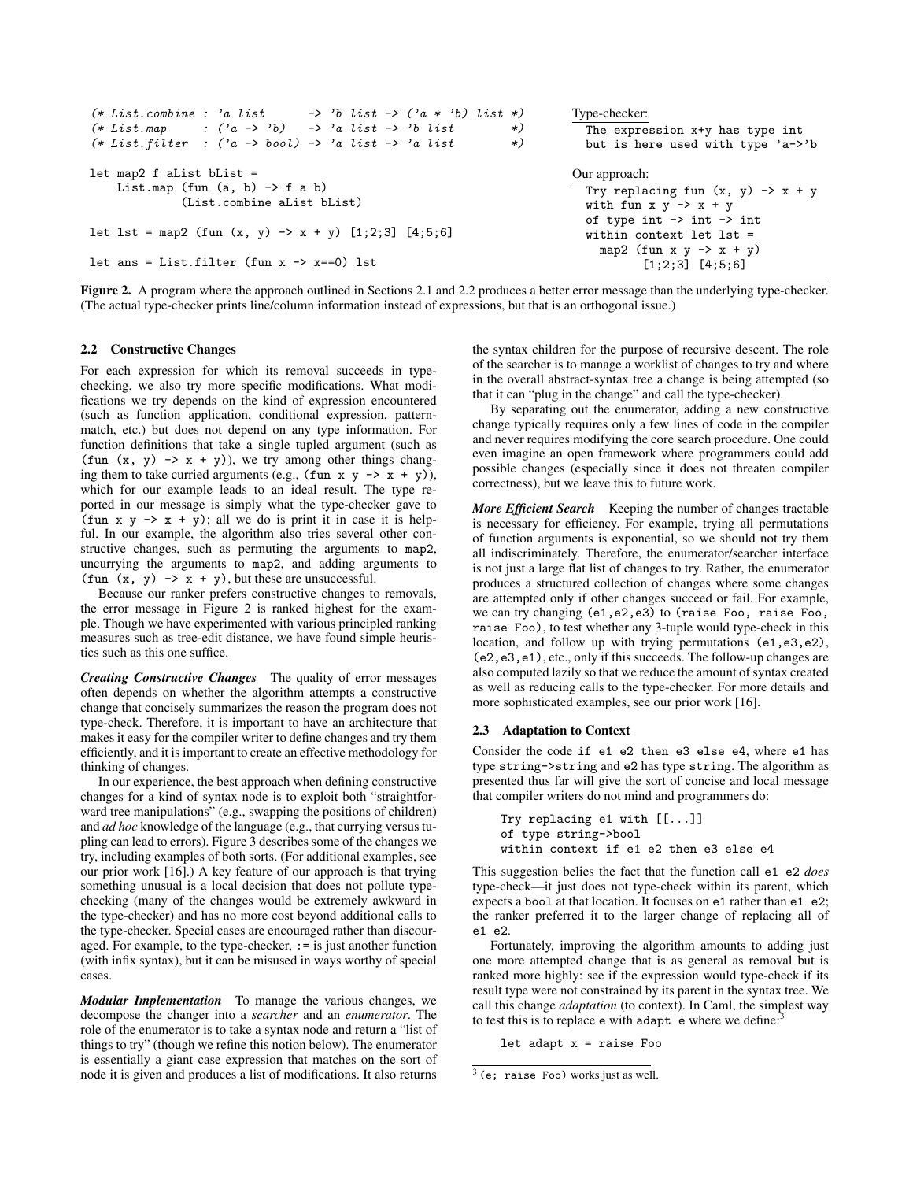```
(* List.combine : 'a list       -> 'b list -> ('a * 'b) list *)
(* List.map     : ('a -> 'b)    -> 'a list -> 'b list        *)
(* List.filter  : ('a -> bool) -> 'a list -> 'a list         *)

let map2 f aList bList =
    List.map (fun (a, b) -> f a b)
             (List.combine aList bList)

let lst = map2 (fun (x, y) -> x + y) [1;2;3] [4;5;6]

let ans = List.filter (fun x -> x==0) lst
```

Type-checker:

```
The expression x+y has type int
but is here used with type 'a->'b
```

Our approach:

```
Try replacing fun (x, y) -> x + y
with fun x y -> x + y
of type int -> int -> int
within context let lst =
  map2 (fun x y -> x + y)
       [1;2;3] [4;5;6]
```

**Figure 2.** A program where the approach outlined in Sections 2.1 and 2.2 produces a better error message than the underlying type-checker. (The actual type-checker prints line/column information instead of expressions, but that is an orthogonal issue.)

### 2.2 Constructive Changes

For each expression for which its removal succeeds in type-checking, we also try more specific modifications. What modifications we try depends on the kind of expression encountered (such as function application, conditional expression, pattern-match, etc.) but does not depend on any type information. For function definitions that take a single tupled argument (such as `(fun (x, y) -> x + y)`), we try among other things changing them to take curried arguments (e.g., `(fun x y -> x + y)`), which for our example leads to an ideal result. The type reported in our message is simply what the type-checker gave to `(fun x y -> x + y)`; all we do is print it in case it is helpful. In our example, the algorithm also tries several other constructive changes, such as permuting the arguments to `map2`, uncurrying the arguments to `map2`, and adding arguments to `(fun (x, y) -> x + y)`, but these are unsuccessful.

Because our ranker prefers constructive changes to removals, the error message in Figure 2 is ranked highest for the example. Though we have experimented with various principled ranking measures such as tree-edit distance, we have found simple heuristics such as this one suffice.

***Creating Constructive Changes*** The quality of error messages often depends on whether the algorithm attempts a constructive change that concisely summarizes the reason the program does not type-check. Therefore, it is important to have an architecture that makes it easy for the compiler writer to define changes and try them efficiently, and it is important to create an effective methodology for thinking of changes.

In our experience, the best approach when defining constructive changes for a kind of syntax node is to exploit both "straightforward tree manipulations" (e.g., swapping the positions of children) and *ad hoc* knowledge of the language (e.g., that currying versus tupling can lead to errors). Figure 3 describes some of the changes we try, including examples of both sorts. (For additional examples, see our prior work [16].) A key feature of our approach is that trying something unusual is a local decision that does not pollute type-checking (many of the changes would be extremely awkward in the type-checker) and has no more cost beyond additional calls to the type-checker. Special cases are encouraged rather than discouraged. For example, to the type-checker, `:=` is just another function (with infix syntax), but it can be misused in ways worthy of special cases.

***Modular Implementation*** To manage the various changes, we decompose the changer into a *searcher* and an *enumerator*. The role of the enumerator is to take a syntax node and return a "list of things to try" (though we refine this notion below). The enumerator is essentially a giant case expression that matches on the sort of node it is given and produces a list of modifications. It also returns the syntax children for the purpose of recursive descent. The role of the searcher is to manage a worklist of changes to try and where in the overall abstract-syntax tree a change is being attempted (so that it can "plug in the change" and call the type-checker).

By separating out the enumerator, adding a new constructive change typically requires only a few lines of code in the compiler and never requires modifying the core search procedure. One could even imagine an open framework where programmers could add possible changes (especially since it does not threaten compiler correctness), but we leave this to future work.

***More Efficient Search*** Keeping the number of changes tractable is necessary for efficiency. For example, trying all permutations of function arguments is exponential, so we should not try them all indiscriminately. Therefore, the enumerator/searcher interface is not just a large flat list of changes to try. Rather, the enumerator produces a structured collection of changes where some changes are attempted only if other changes succeed or fail. For example, we can try changing `(e1,e2,e3)` to `(raise Foo, raise Foo, raise Foo)`, to test whether any 3-tuple would type-check in this location, and follow up with trying permutations `(e1,e3,e2)`, `(e2,e3,e1)`, etc., only if this succeeds. The follow-up changes are also computed lazily so that we reduce the amount of syntax created as well as reducing calls to the type-checker. For more details and more sophisticated examples, see our prior work [16].

### 2.3 Adaptation to Context

Consider the code `if e1 e2 then e3 else e4`, where `e1` has type `string->string` and `e2` has type `string`. The algorithm as presented thus far will give the sort of concise and local message that compiler writers do not mind and programmers do:

```
Try replacing e1 with [[...]]
of type string->bool
within context if e1 e2 then e3 else e4
```

This suggestion belies the fact that the function call `e1 e2` *does* type-check—it just does not type-check within its parent, which expects a `bool` at that location. It focuses on `e1` rather than `e1 e2`; the ranker preferred it to the larger change of replacing all of `e1 e2`.

Fortunately, improving the algorithm amounts to adding just one more attempted change that is as general as removal but is ranked more highly: see if the expression would type-check if its result type were not constrained by its parent in the syntax tree. We call this change *adaptation* (to context). In Caml, the simplest way to test this is to replace `e` with `adapt e` where we define:[3]

```
let adapt x = raise Foo
```

[3] `(e; raise Foo)` works just as well.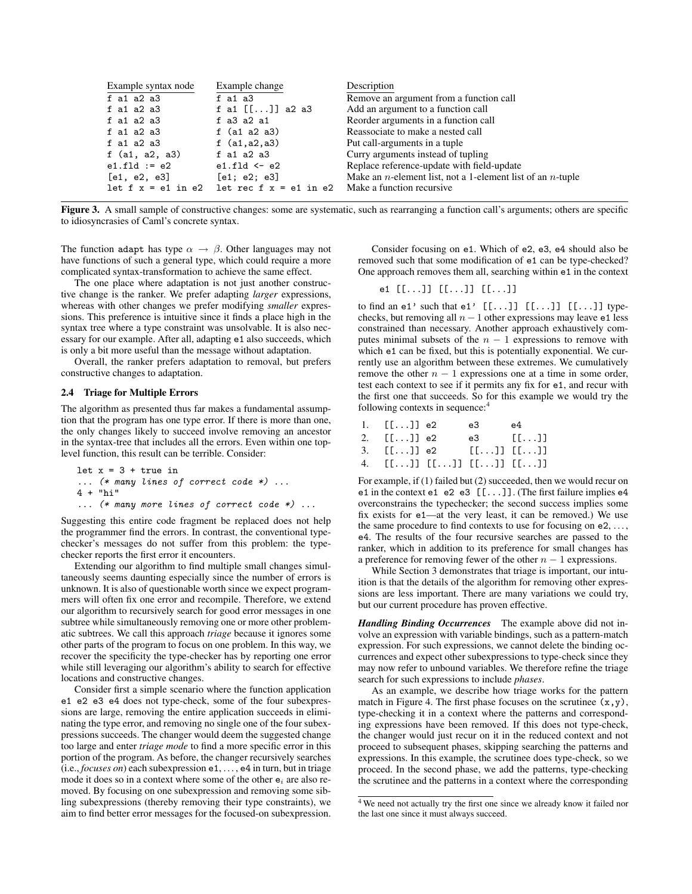| Example syntax node | Example change | Description |
|---|---|---|
| `f a1 a2 a3` | `f a1 a3` | Remove an argument from a function call |
| `f a1 a2 a3` | `f a1 [[...]] a2 a3` | Add an argument to a function call |
| `f a1 a2 a3` | `f a3 a2 a1` | Reorder arguments in a function call |
| `f a1 a2 a3` | `f (a1 a2 a3)` | Reassociate to make a nested call |
| `f a1 a2 a3` | `f (a1,a2,a3)` | Put call-arguments in a tuple |
| `f (a1, a2, a3)` | `f a1 a2 a3` | Curry arguments instead of tupling |
| `e1.fld := e2` | `e1.fld <- e2` | Replace reference-update with field-update |
| `[e1, e2, e3]` | `[e1; e2; e3]` | Make an $n$-element list, not a 1-element list of an $n$-tuple |
| `let f x = e1 in e2` | `let rec f x = e1 in e2` | Make a function recursive |

**Figure 3.** A small sample of constructive changes: some are systematic, such as rearranging a function call's arguments; others are specific to idiosyncrasies of Caml's concrete syntax.

The function `adapt` has type $\alpha \rightarrow \beta$. Other languages may not have functions of such a general type, which could require a more complicated syntax-transformation to achieve the same effect.

The one place where adaptation is not just another constructive change is the ranker. We prefer adapting *larger* expressions, whereas with other changes we prefer modifying *smaller* expressions. This preference is intuitive since it finds a place high in the syntax tree where a type constraint was unsolvable. It is also necessary for our example. After all, adapting `e1` also succeeds, which is only a bit more useful than the message without adaptation.

Overall, the ranker prefers adaptation to removal, but prefers constructive changes to adaptation.

### 2.4 Triage for Multiple Errors

The algorithm as presented thus far makes a fundamental assumption that the program has one type error. If there is more than one, the only changes likely to succeed involve removing an ancestor in the syntax-tree that includes all the errors. Even within one top-level function, this result can be terrible. Consider:

```
let x = 3 + true in
... (* many lines of correct code *) ...
4 + "hi"
... (* many more lines of correct code *) ...
```

Suggesting this entire code fragment be replaced does not help the programmer find the errors. In contrast, the conventional type-checker's messages do not suffer from this problem: the type-checker reports the first error it encounters.

Extending our algorithm to find multiple small changes simultaneously seems daunting especially since the number of errors is unknown. It is also of questionable worth since we expect programmers will often fix one error and recompile. Therefore, we extend our algorithm to recursively search for good error messages in one subtree while simultaneously removing one or more other problematic subtrees. We call this approach *triage* because it ignores some other parts of the program to focus on one problem. In this way, we recover the specificity the type-checker has by reporting one error while still leveraging our algorithm's ability to search for effective locations and constructive changes.

Consider first a simple scenario where the function application `e1 e2 e3 e4` does not type-check, some of the four subexpressions are large, removing the entire application succeeds in eliminating the type error, and removing no single one of the four subexpressions succeeds. The changer would deem the suggested change too large and enter *triage mode* to find a more specific error in this portion of the program. As before, the changer recursively searches (i.e., *focuses on*) each subexpression `e1`, ..., `e4` in turn, but in triage mode it does so in a context where some of the other $e_i$ are also removed. By focusing on one subexpression and removing some sibling subexpressions (thereby removing their type constraints), we aim to find better error messages for the focused-on subexpression.

Consider focusing on `e1`. Which of `e2`, `e3`, `e4` should also be removed such that some modification of `e1` can be type-checked? One approach removes them all, searching within `e1` in the context

```
e1 [[...]] [[...]] [[...]]
```

to find an `e1'` such that `e1' [[...]] [[...]] [[...]]` type-checks, but removing all $n-1$ other expressions may leave `e1` less constrained than necessary. Another approach exhaustively computes minimal subsets of the $n-1$ expressions to remove with which `e1` can be fixed, but this is potentially exponential. We currently use an algorithm between these extremes. We cumulatively remove the other $n-1$ expressions one at a time in some order, test each context to see if it permits any fix for `e1`, and recur with the first one that succeeds. So for this example we would try the following contexts in sequence:[4]

```
1.  [[...]] e2       e3       e4
2.  [[...]] e2       e3       [[...]]
3.  [[...]] e2       [[...]]  [[...]]
4.  [[...]] [[...]]  [[...]]  [[...]]
```

For example, if (1) failed but (2) succeeded, then we would recur on `e1` in the context `e1 e2 e3 [[...]]`. (The first failure implies `e4` overconstrains the typechecker; the second success implies some fix exists for `e1`—at the very least, it can be removed.) We use the same procedure to find contexts to use for focusing on `e2`, ..., `e4`. The results of the four recursive searches are passed to the ranker, which in addition to its preference for small changes has a preference for removing fewer of the other $n-1$ expressions.

While Section 3 demonstrates that triage is important, our intuition is that the details of the algorithm for removing other expressions are less important. There are many variations we could try, but our current procedure has proven effective.

***Handling Binding Occurrences*** The example above did not involve an expression with variable bindings, such as a pattern-match expression. For such expressions, we cannot delete the binding occurrences and expect other subexpressions to type-check since they may now refer to unbound variables. We therefore refine the triage search for such expressions to include *phases*.

As an example, we describe how triage works for the pattern match in Figure 4. The first phase focuses on the scrutinee `(x,y)`, type-checking it in a context where the patterns and corresponding expressions have been removed. If this does not type-check, the changer would just recur on it in the reduced context and not proceed to subsequent phases, skipping searching the patterns and expressions. In this example, the scrutinee does type-check, so we proceed. In the second phase, we add the patterns, type-checking the scrutinee and the patterns in a context where the corresponding

[4] We need not actually try the first one since we already know it failed nor the last one since it must always succeed.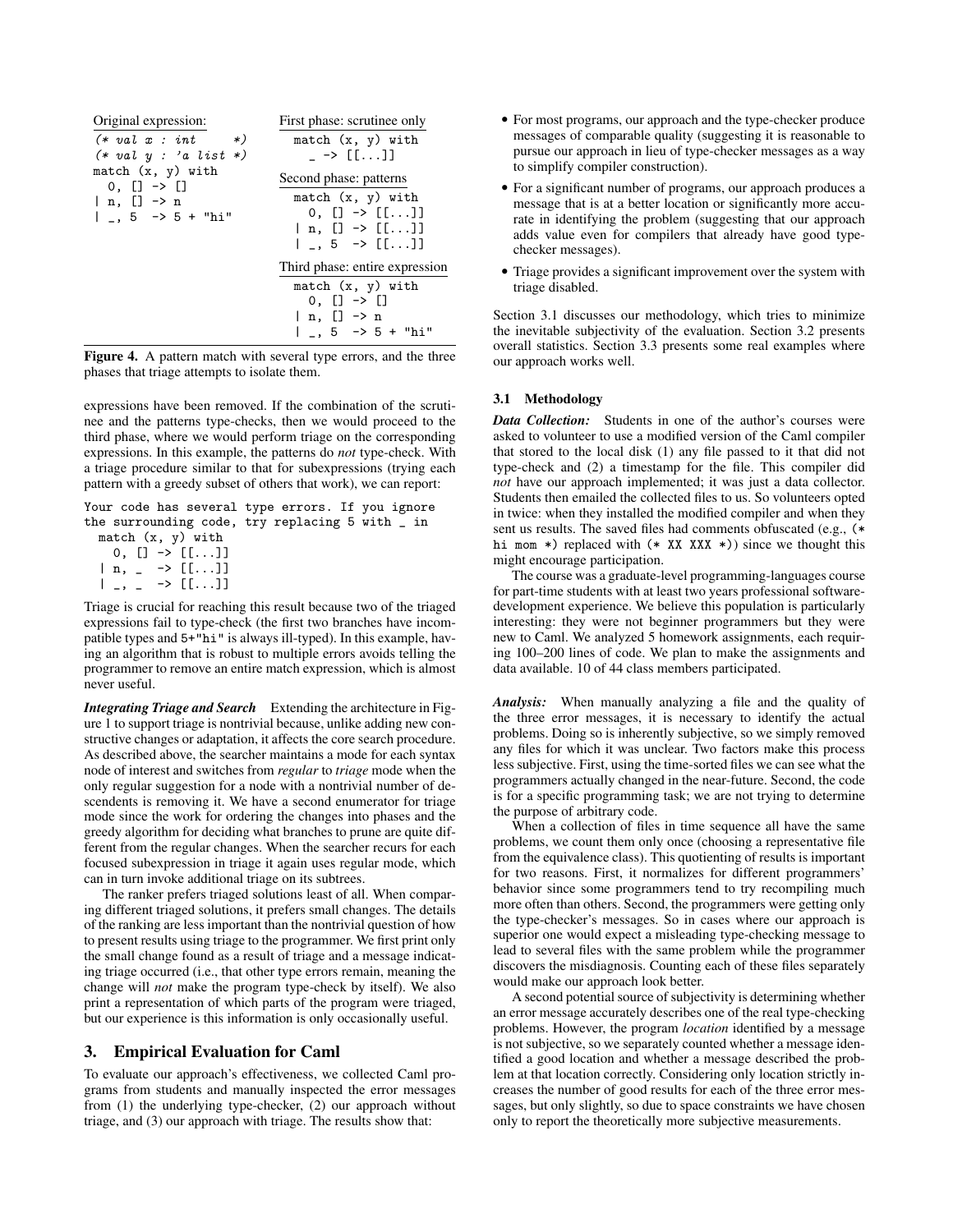Original expression:

```
(* val x : int      *)
(* val y : 'a list *)
match (x, y) with
  0, [] -> []
| n, [] -> n
| _, 5  -> 5 + "hi"
```

First phase: scrutinee only

```
match (x, y) with
  _ -> [[...]]
```

Second phase: patterns

```
match (x, y) with
  0, [] -> [[...]]
| n, [] -> [[...]]
| _, 5  -> [[...]]
```

Third phase: entire expression

```
match (x, y) with
  0, [] -> []
| n, [] -> n
| _, 5  -> 5 + "hi"
```

**Figure 4.** A pattern match with several type errors, and the three phases that triage attempts to isolate them.

expressions have been removed. If the combination of the scrutinee and the patterns type-checks, then we would proceed to the third phase, where we would perform triage on the corresponding expressions. In this example, the patterns do *not* type-check. With a triage procedure similar to that for subexpressions (trying each pattern with a greedy subset of others that work), we can report:

```
Your code has several type errors. If you ignore
the surrounding code, try replacing 5 with _ in
  match (x, y) with
    0, [] -> [[...]]
  | n, _  -> [[...]]
  | _, _  -> [[...]]
```

Triage is crucial for reaching this result because two of the triaged expressions fail to type-check (the first two branches have incompatible types and 5+"hi" is always ill-typed). In this example, having an algorithm that is robust to multiple errors avoids telling the programmer to remove an entire match expression, which is almost never useful.

***Integrating Triage and Search*** Extending the architecture in Figure 1 to support triage is nontrivial because, unlike adding new constructive changes or adaptation, it affects the core search procedure. As described above, the searcher maintains a mode for each syntax node of interest and switches from *regular* to *triage* mode when the only regular suggestion for a node with a nontrivial number of descendents is removing it. We have a second enumerator for triage mode since the work for ordering the changes into phases and the greedy algorithm for deciding what branches to prune are quite different from the regular changes. When the searcher recurs for each focused subexpression in triage it again uses regular mode, which can in turn invoke additional triage on its subtrees.

The ranker prefers triaged solutions least of all. When comparing different triaged solutions, it prefers small changes. The details of the ranking are less important than the nontrivial question of how to present results using triage to the programmer. We first print only the small change found as a result of triage and a message indicating triage occurred (i.e., that other type errors remain, meaning the change will *not* make the program type-check by itself). We also print a representation of which parts of the program were triaged, but our experience is this information is only occasionally useful.

## 3. Empirical Evaluation for Caml

To evaluate our approach's effectiveness, we collected Caml programs from students and manually inspected the error messages from (1) the underlying type-checker, (2) our approach without triage, and (3) our approach with triage. The results show that:

- For most programs, our approach and the type-checker produce messages of comparable quality (suggesting it is reasonable to pursue our approach in lieu of type-checker messages as a way to simplify compiler construction).
- For a significant number of programs, our approach produces a message that is at a better location or significantly more accurate in identifying the problem (suggesting that our approach adds value even for compilers that already have good type-checker messages).
- Triage provides a significant improvement over the system with triage disabled.

Section 3.1 discusses our methodology, which tries to minimize the inevitable subjectivity of the evaluation. Section 3.2 presents overall statistics. Section 3.3 presents some real examples where our approach works well.

### 3.1 Methodology

***Data Collection:*** Students in one of the author's courses were asked to volunteer to use a modified version of the Caml compiler that stored to the local disk (1) any file passed to it that did not type-check and (2) a timestamp for the file. This compiler did *not* have our approach implemented; it was just a data collector. Students then emailed the collected files to us. So volunteers opted in twice: when they installed the modified compiler and when they sent us results. The saved files had comments obfuscated (e.g., (* hi mom *) replaced with (* XX XXX *)) since we thought this might encourage participation.

The course was a graduate-level programming-languages course for part-time students with at least two years professional software-development experience. We believe this population is particularly interesting: they were not beginner programmers but they were new to Caml. We analyzed 5 homework assignments, each requiring 100–200 lines of code. We plan to make the assignments and data available. 10 of 44 class members participated.

***Analysis:*** When manually analyzing a file and the quality of the three error messages, it is necessary to identify the actual problems. Doing so is inherently subjective, so we simply removed any files for which it was unclear. Two factors make this process less subjective. First, using the time-sorted files we can see what the programmers actually changed in the near-future. Second, the code is for a specific programming task; we are not trying to determine the purpose of arbitrary code.

When a collection of files in time sequence all have the same problems, we count them only once (choosing a representative file from the equivalence class). This quotienting of results is important for two reasons. First, it normalizes for different programmers' behavior since some programmers tend to try recompiling much more often than others. Second, the programmers were getting only the type-checker's messages. So in cases where our approach is superior one would expect a misleading type-checking message to lead to several files with the same problem while the programmer discovers the misdiagnosis. Counting each of these files separately would make our approach look better.

A second potential source of subjectivity is determining whether an error message accurately describes one of the real type-checking problems. However, the program *location* identified by a message is not subjective, so we separately counted whether a message identified a good location and whether a message described the problem at that location correctly. Considering only location strictly increases the number of good results for each of the three error messages, but only slightly, so due to space constraints we have chosen only to report the theoretically more subjective measurements.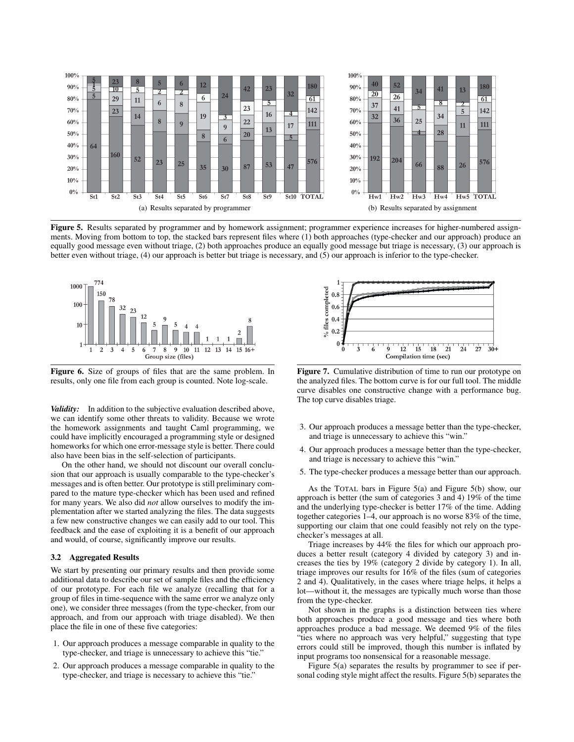**Figure 5.** Results separated by programmer and by homework assignment; programmer experience increases for higher-numbered assignments. Moving from bottom to top, the stacked bars represent files where (1) both approaches (type-checker and our approach) produce an equally good message even without triage, (2) both approaches produce an equally good message but triage is necessary, (3) our approach is better even without triage, (4) our approach is better but triage is necessary, and (5) our approach is inferior to the type-checker.

(a) Results separated by programmer

(b) Results separated by assignment

**Figure 6.** Size of groups of files that are the same problem. In results, only one file from each group is counted. Note log-scale.

**Figure 7.** Cumulative distribution of time to run our prototype on the analyzed files. The bottom curve is for our full tool. The middle curve disables one constructive change with a performance bug. The top curve disables triage.

***Validity:*** In addition to the subjective evaluation described above, we can identify some other threats to validity. Because we wrote the homework assignments and taught Caml programming, we could have implicitly encouraged a programming style or designed homeworks for which one error-message style is better. There could also have been bias in the self-selection of participants.

On the other hand, we should not discount our overall conclusion that our approach is usually comparable to the type-checker's messages and is often better. Our prototype is still preliminary compared to the mature type-checker which has been used and refined for many years. We also did *not* allow ourselves to modify the implementation after we started analyzing the files. The data suggests a few new constructive changes we can easily add to our tool. This feedback and the ease of exploiting it is a benefit of our approach and would, of course, significantly improve our results.

### 3.2 Aggregated Results

We start by presenting our primary results and then provide some additional data to describe our set of sample files and the efficiency of our prototype. For each file we analyze (recalling that for a group of files in time-sequence with the same error we analyze only one), we consider three messages (from the type-checker, from our approach, and from our approach with triage disabled). We then place the file in one of these five categories:

1. Our approach produces a message comparable in quality to the type-checker, and triage is unnecessary to achieve this "tie."
2. Our approach produces a message comparable in quality to the type-checker, and triage is necessary to achieve this "tie."
3. Our approach produces a message better than the type-checker, and triage is unnecessary to achieve this "win."
4. Our approach produces a message better than the type-checker, and triage is necessary to achieve this "win."
5. The type-checker produces a message better than our approach.

As the TOTAL bars in Figure 5(a) and Figure 5(b) show, our approach is better (the sum of categories 3 and 4) 19% of the time and the underlying type-checker is better 17% of the time. Adding together categories 1–4, our approach is no worse 83% of the time, supporting our claim that one could feasibly not rely on the type-checker's messages at all.

Triage increases by 44% the files for which our approach produces a better result (category 4 divided by category 3) and increases the ties by 19% (category 2 divide by category 1). In all, triage improves our results for 16% of the files (sum of categories 2 and 4). Qualitatively, in the cases where triage helps, it helps a lot—without it, the messages are typically much worse than those from the type-checker.

Not shown in the graphs is a distinction between ties where both approaches produce a good message and ties where both approaches produce a bad message. We deemed 9% of the files "ties where no approach was very helpful," suggesting that type errors could still be improved, though this number is inflated by input programs too nonsensical for a reasonable message.

Figure 5(a) separates the results by programmer to see if personal coding style might affect the results. Figure 5(b) separates the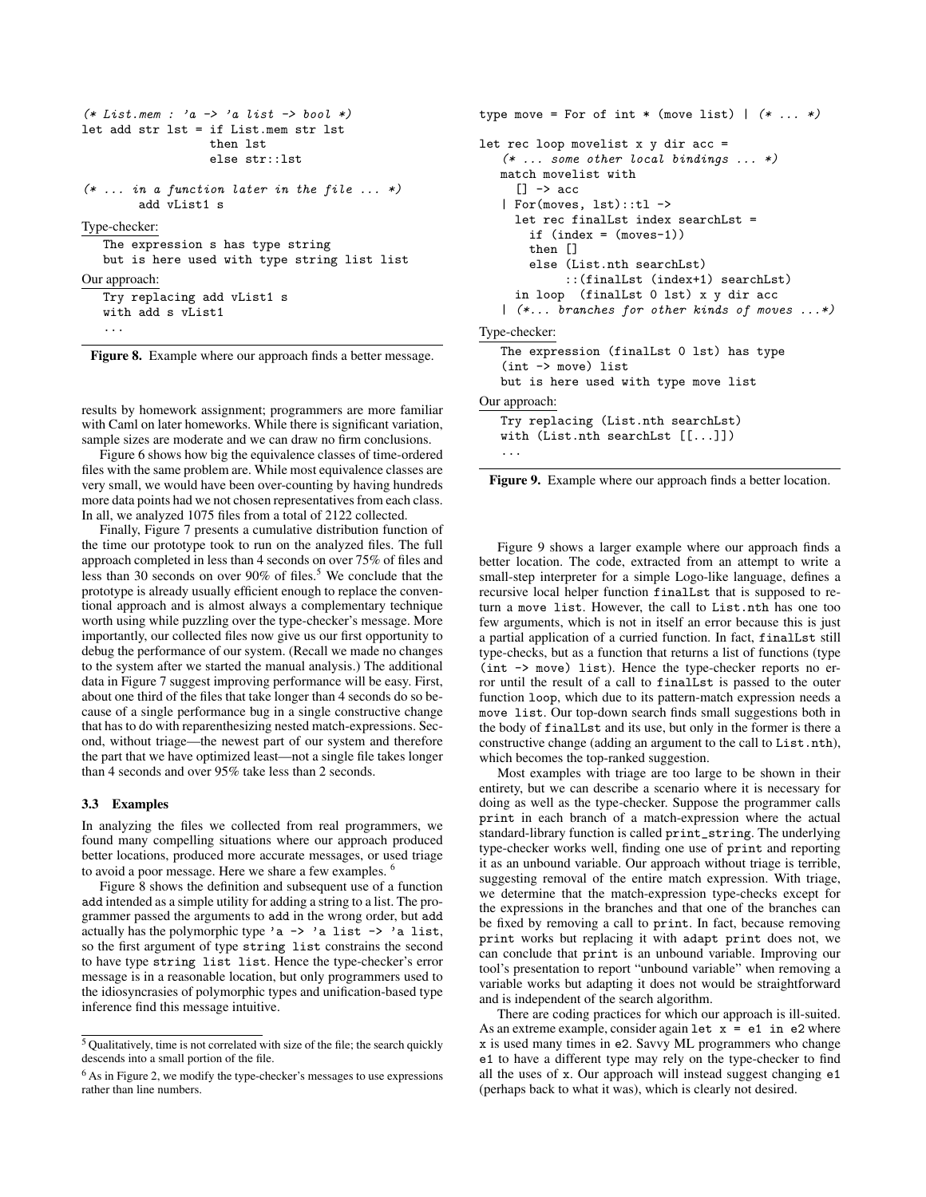```
(* List.mem : 'a -> 'a list -> bool *)
let add str lst = if List.mem str lst
                  then lst
                  else str::lst

(* ... in a function later in the file ... *)
        add vList1 s
```

Type-checker:

```
The expression s has type string
but is here used with type string list list
```

Our approach:

```
Try replacing add vList1 s
with add s vList1
...
```

**Figure 8.** Example where our approach finds a better message.

results by homework assignment; programmers are more familiar with Caml on later homeworks. While there is significant variation, sample sizes are moderate and we can draw no firm conclusions.

Figure 6 shows how big the equivalence classes of time-ordered files with the same problem are. While most equivalence classes are very small, we would have been over-counting by having hundreds more data points had we not chosen representatives from each class. In all, we analyzed 1075 files from a total of 2122 collected.

Finally, Figure 7 presents a cumulative distribution function of the time our prototype took to run on the analyzed files. The full approach completed in less than 4 seconds on over 75% of files and less than 30 seconds on over 90% of files.[5] We conclude that the prototype is already usually efficient enough to replace the conventional approach and is almost always a complementary technique worth using while puzzling over the type-checker's message. More importantly, our collected files now give us our first opportunity to debug the performance of our system. (Recall we made no changes to the system after we started the manual analysis.) The additional data in Figure 7 suggest improving performance will be easy. First, about one third of the files that take longer than 4 seconds do so because of a single performance bug in a single constructive change that has to do with reparenthesizing nested match-expressions. Second, without triage—the newest part of our system and therefore the part that we have optimized least—not a single file takes longer than 4 seconds and over 95% take less than 2 seconds.

### 3.3 Examples

In analyzing the files we collected from real programmers, we found many compelling situations where our approach produced better locations, produced more accurate messages, or used triage to avoid a poor message. Here we share a few examples. [6]

Figure 8 shows the definition and subsequent use of a function `add` intended as a simple utility for adding a string to a list. The programmer passed the arguments to `add` in the wrong order, but `add` actually has the polymorphic type `'a -> 'a list -> 'a list`, so the first argument of type `string list` constrains the second to have type `string list list`. Hence the type-checker's error message is in a reasonable location, but only programmers used to the idiosyncracies of polymorphic types and unification-based type inference find this message intuitive.

[5] Qualitatively, time is not correlated with size of the file; the search quickly descends into a small portion of the file.

[6] As in Figure 2, we modify the type-checker's messages to use expressions rather than line numbers.

```
type move = For of int * (move list) | (* ... *)

let rec loop movelist x y dir acc =
   (* ... some other local bindings ... *)
   match movelist with
     [] -> acc
   | For(moves, lst)::tl ->
     let rec finalLst index searchLst =
       if (index = (moves-1))
       then []
       else (List.nth searchLst)
            ::(finalLst (index+1) searchLst)
     in loop  (finalLst 0 lst) x y dir acc
   | (*... branches for other kinds of moves ...*)
```

Type-checker:

```
The expression (finalLst 0 lst) has type
(int -> move) list
but is here used with type move list
```

Our approach:

```
Try replacing (List.nth searchLst)
with (List.nth searchLst [[...]])
...
```

**Figure 9.** Example where our approach finds a better location.

Figure 9 shows a larger example where our approach finds a better location. The code, extracted from an attempt to write a small-step interpreter for a simple Logo-like language, defines a recursive local helper function `finalLst` that is supposed to return a `move list`. However, the call to `List.nth` has one too few arguments, which is not in itself an error because this is just a partial application of a curried function. In fact, `finalLst` still type-checks, but as a function that returns a list of functions (type `(int -> move) list`). Hence the type-checker reports no error until the result of a call to `finalLst` is passed to the outer function `loop`, which due to its pattern-match expression needs a `move list`. Our top-down search finds small suggestions both in the body of `finalLst` and its use, but only in the former is there a constructive change (adding an argument to the call to `List.nth`), which becomes the top-ranked suggestion.

Most examples with triage are too large to be shown in their entirety, but we can describe a scenario where it is necessary for doing as well as the type-checker. Suppose the programmer calls `print` in each branch of a match-expression where the actual standard-library function is called `print_string`. The underlying type-checker works well, finding one use of `print` and reporting it as an unbound variable. Our approach without triage is terrible, suggesting removal of the entire match expression. With triage, we determine that the match-expression type-checks except for the expressions in the branches and that one of the branches can be fixed by removing a call to `print`. In fact, because removing `print` works but replacing it with `adapt print` does not, we can conclude that `print` is an unbound variable. Improving our tool's presentation to report "unbound variable" when removing a variable works but adapting it does not would be straightforward and is independent of the search algorithm.

There are coding practices for which our approach is ill-suited. As an extreme example, consider again `let x = e1 in e2` where `x` is used many times in `e2`. Savvy ML programmers who change `e1` to have a different type may rely on the type-checker to find all the uses of `x`. Our approach will instead suggest changing `e1` (perhaps back to what it was), which is clearly not desired.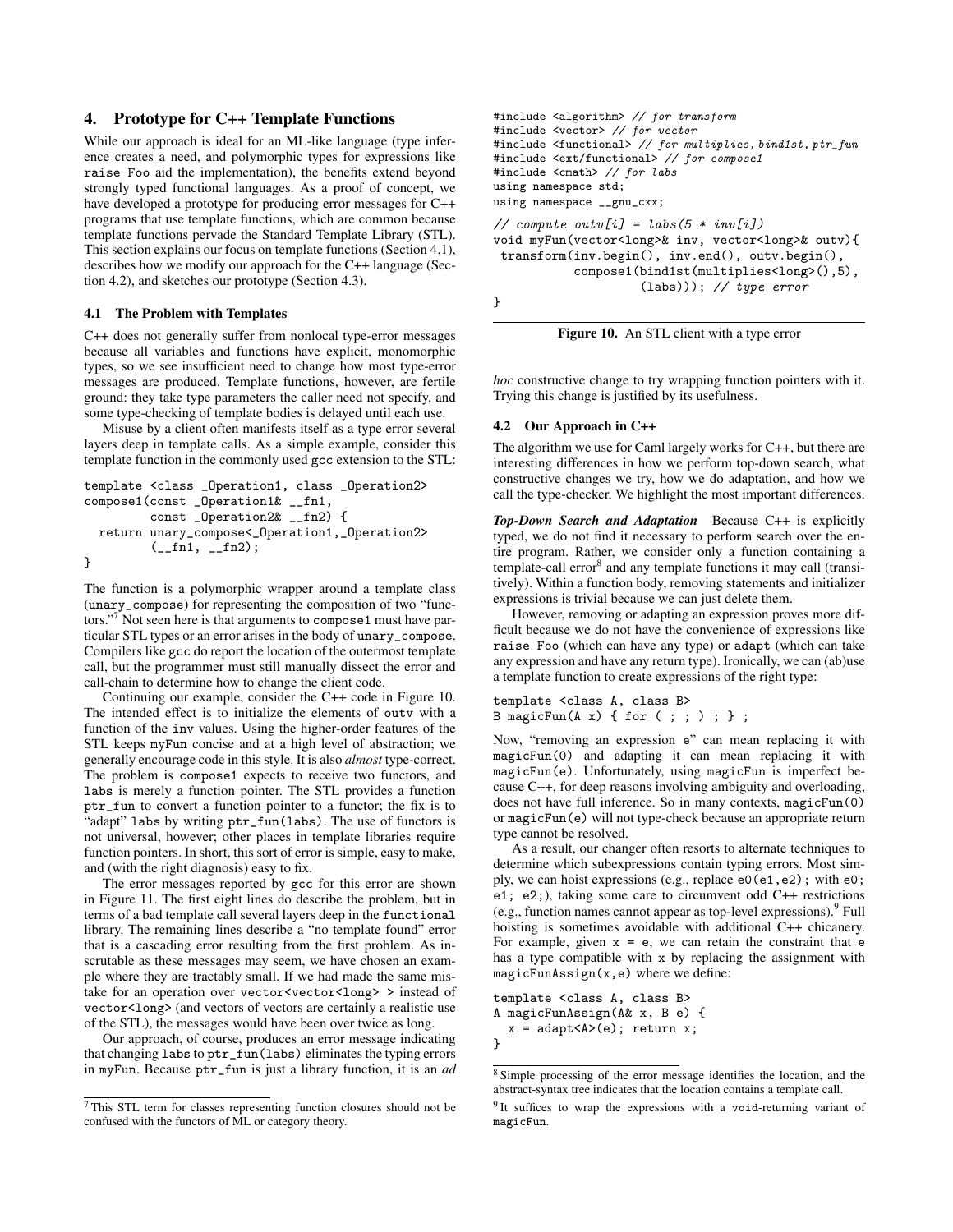## 4. Prototype for C++ Template Functions

While our approach is ideal for an ML-like language (type inference creates a need, and polymorphic types for expressions like `raise Foo` aid the implementation), the benefits extend beyond strongly typed functional languages. As a proof of concept, we have developed a prototype for producing error messages for C++ programs that use template functions, which are common because template functions pervade the Standard Template Library (STL). This section explains our focus on template functions (Section 4.1), describes how we modify our approach for the C++ language (Section 4.2), and sketches our prototype (Section 4.3).

### 4.1 The Problem with Templates

C++ does not generally suffer from nonlocal type-error messages because all variables and functions have explicit, monomorphic types, so we see insufficient need to change how most type-error messages are produced. Template functions, however, are fertile ground: they take type parameters the caller need not specify, and some type-checking of template bodies is delayed until each use.

Misuse by a client often manifests itself as a type error several layers deep in template calls. As a simple example, consider this template function in the commonly used `gcc` extension to the STL:

```
template <class _Operation1, class _Operation2>
compose1(const _Operation1& __fn1,
         const _Operation2& __fn2) {
  return unary_compose<_Operation1,_Operation2>
         (__fn1, __fn2);
}
```

The function is a polymorphic wrapper around a template class (`unary_compose`) for representing the composition of two "functors."[7] Not seen here is that arguments to `compose1` must have particular STL types or an error arises in the body of `unary_compose`. Compilers like `gcc` do report the location of the outermost template call, but the programmer must still manually dissect the error and call-chain to determine how to change the client code.

Continuing our example, consider the C++ code in Figure 10. The intended effect is to initialize the elements of `outv` with a function of the `inv` values. Using the higher-order features of the STL keeps `myFun` concise and at a high level of abstraction; we generally encourage code in this style. It is also *almost* type-correct. The problem is `compose1` expects to receive two functors, and `labs` is merely a function pointer. The STL provides a function `ptr_fun` to convert a function pointer to a functor; the fix is to "adapt" `labs` by writing `ptr_fun(labs)`. The use of functors is not universal, however; other places in template libraries require function pointers. In short, this sort of error is simple, easy to make, and (with the right diagnosis) easy to fix.

The error messages reported by `gcc` for this error are shown in Figure 11. The first eight lines do describe the problem, but in terms of a bad template call several layers deep in the `functional` library. The remaining lines describe a "no template found" error that is a cascading error resulting from the first problem. As inscrutable as these messages may seem, we have chosen an example where they are tractably small. If we had made the same mistake for an operation over `vector<vector<long> >` instead of `vector<long>` (and vectors of vectors are certainly a realistic use of the STL), the messages would have been over twice as long.

Our approach, of course, produces an error message indicating that changing `labs` to `ptr_fun(labs)` eliminates the typing errors in `myFun`. Because `ptr_fun` is just a library function, it is an *ad hoc* constructive change to try wrapping function pointers with it. Trying this change is justified by its usefulness.

```
#include <algorithm> // for transform
#include <vector> // for vector
#include <functional> // for multiplies, bind1st, ptr_fun
#include <ext/functional> // for compose1
#include <cmath> // for labs
using namespace std;
using namespace __gnu_cxx;

// compute outv[i] = labs(5 * inv[i])
void myFun(vector<long>& inv, vector<long>& outv){
 transform(inv.begin(), inv.end(), outv.begin(),
           compose1(bind1st(multiplies<long>(),5),
                    (labs))); // type error
}
```

**Figure 10.** An STL client with a type error

### 4.2 Our Approach in C++

The algorithm we use for Caml largely works for C++, but there are interesting differences in how we perform top-down search, what constructive changes we try, how we do adaptation, and how we call the type-checker. We highlight the most important differences.

***Top-Down Search and Adaptation*** Because C++ is explicitly typed, we do not find it necessary to perform search over the entire program. Rather, we consider only a function containing a template-call error[8] and any template functions it may call (transitively). Within a function body, removing statements and initializer expressions is trivial because we can just delete them.

However, removing or adapting an expression proves more difficult because we do not have the convenience of expressions like `raise Foo` (which can have any type) or `adapt` (which can take any expression and have any return type). Ironically, we can (ab)use a template function to create expressions of the right type:

```
template <class A, class B>
B magicFun(A x) { for ( ; ; ) ; } ;
```

Now, "removing an expression `e`" can mean replacing it with `magicFun(0)` and adapting it can mean replacing it with `magicFun(e)`. Unfortunately, using `magicFun` is imperfect because C++, for deep reasons involving ambiguity and overloading, does not have full inference. So in many contexts, `magicFun(0)` or `magicFun(e)` will not type-check because an appropriate return type cannot be resolved.

As a result, our changer often resorts to alternate techniques to determine which subexpressions contain typing errors. Most simply, we can hoist expressions (e.g., replace `e0(e1,e2);` with `e0; e1; e2;`), taking some care to circumvent odd C++ restrictions (e.g., function names cannot appear as top-level expressions).[9] Full hoisting is sometimes avoidable with additional C++ chicanery. For example, given `x = e`, we can retain the constraint that `e` has a type compatible with `x` by replacing the assignment with `magicFunAssign(x,e)` where we define:

```
template <class A, class B>
A magicFunAssign(A& x, B e) {
  x = adapt<A>(e); return x;
}
```

---

[7] This STL term for classes representing function closures should not be confused with the functors of ML or category theory.

[8] Simple processing of the error message identifies the location, and the abstract-syntax tree indicates that the location contains a template call.

[9] It suffices to wrap the expressions with a void-returning variant of `magicFun`.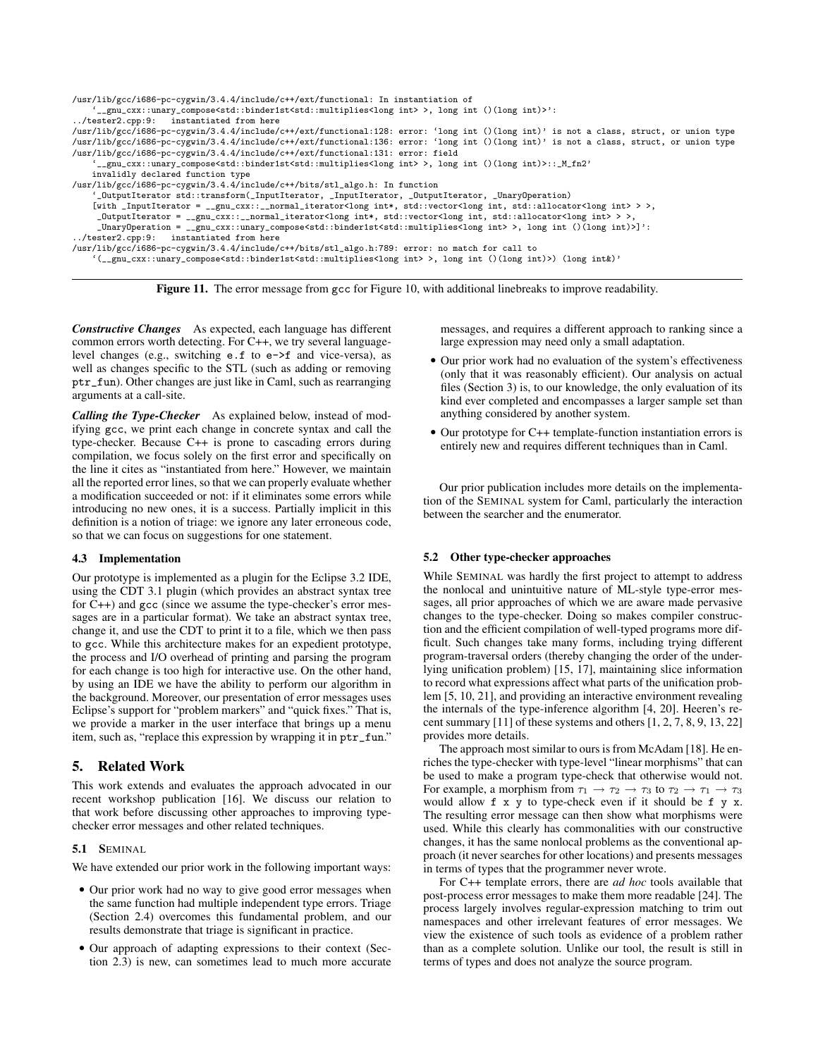```
/usr/lib/gcc/i686-pc-cygwin/3.4.4/include/c++/ext/functional: In instantiation of
    `__gnu_cxx::unary_compose<std::binder1st<std::multiplies<long int> >, long int ()(long int)>':
../tester2.cpp:9:   instantiated from here
/usr/lib/gcc/i686-pc-cygwin/3.4.4/include/c++/ext/functional:128: error: `long int ()(long int)' is not a class, struct, or union type
/usr/lib/gcc/i686-pc-cygwin/3.4.4/include/c++/ext/functional:136: error: `long int ()(long int)' is not a class, struct, or union type
/usr/lib/gcc/i686-pc-cygwin/3.4.4/include/c++/ext/functional:131: error: field
    `__gnu_cxx::unary_compose<std::binder1st<std::multiplies<long int> >, long int ()(long int)>::_M_fn2'
    invalidly declared function type
/usr/lib/gcc/i686-pc-cygwin/3.4.4/include/c++/bits/stl_algo.h: In function
    `_OutputIterator std::transform(_InputIterator, _InputIterator, _OutputIterator, _UnaryOperation)
    [with _InputIterator = __gnu_cxx::__normal_iterator<long int*, std::vector<long int, std::allocator<long int> > >,
     _OutputIterator = __gnu_cxx::__normal_iterator<long int*, std::vector<long int, std::allocator<long int> > >,
     _UnaryOperation = __gnu_cxx::unary_compose<std::binder1st<std::multiplies<long int> >, long int ()(long int)>]':
../tester2.cpp:9:   instantiated from here
/usr/lib/gcc/i686-pc-cygwin/3.4.4/include/c++/bits/stl_algo.h:789: error: no match for call to
    `(__gnu_cxx::unary_compose<std::binder1st<std::multiplies<long int> >, long int ()(long int)>) (long int&)'
```

**Figure 11.** The error message from gcc for Figure 10, with additional linebreaks to improve readability.

***Constructive Changes*** As expected, each language has different common errors worth detecting. For C++, we try several language-level changes (e.g., switching `e.f` to `e->f` and vice-versa), as well as changes specific to the STL (such as adding or removing `ptr_fun`). Other changes are just like in Caml, such as rearranging arguments at a call-site.

***Calling the Type-Checker*** As explained below, instead of modifying gcc, we print each change in concrete syntax and call the type-checker. Because C++ is prone to cascading errors during compilation, we focus solely on the first error and specifically on the line it cites as "instantiated from here." However, we maintain all the reported error lines, so that we can properly evaluate whether a modification succeeded or not: if it eliminates some errors while introducing no new ones, it is a success. Partially implicit in this definition is a notion of triage: we ignore any later erroneous code, so that we can focus on suggestions for one statement.

### 4.3 Implementation

Our prototype is implemented as a plugin for the Eclipse 3.2 IDE, using the CDT 3.1 plugin (which provides an abstract syntax tree for C++) and gcc (since we assume the type-checker's error messages are in a particular format). We take an abstract syntax tree, change it, and use the CDT to print it to a file, which we then pass to gcc. While this architecture makes for an expedient prototype, the process and I/O overhead of printing and parsing the program for each change is too high for interactive use. On the other hand, by using an IDE we have the ability to perform our algorithm in the background. Moreover, our presentation of error messages uses Eclipse's support for "problem markers" and "quick fixes." That is, we provide a marker in the user interface that brings up a menu item, such as, "replace this expression by wrapping it in `ptr_fun`."

## 5. Related Work

This work extends and evaluates the approach advocated in our recent workshop publication [16]. We discuss our relation to that work before discussing other approaches to improving type-checker error messages and other related techniques.

### 5.1 SEMINAL

We have extended our prior work in the following important ways:

- Our prior work had no way to give good error messages when the same function had multiple independent type errors. Triage (Section 2.4) overcomes this fundamental problem, and our results demonstrate that triage is significant in practice.
- Our approach of adapting expressions to their context (Section 2.3) is new, can sometimes lead to much more accurate messages, and requires a different approach to ranking since a large expression may need only a small adaptation.
- Our prior work had no evaluation of the system's effectiveness (only that it was reasonably efficient). Our analysis on actual files (Section 3) is, to our knowledge, the only evaluation of its kind ever completed and encompasses a larger sample set than anything considered by another system.
- Our prototype for C++ template-function instantiation errors is entirely new and requires different techniques than in Caml.

Our prior publication includes more details on the implementation of the SEMINAL system for Caml, particularly the interaction between the searcher and the enumerator.

### 5.2 Other type-checker approaches

While SEMINAL was hardly the first project to attempt to address the nonlocal and unintuitive nature of ML-style type-error messages, all prior approaches of which we are aware made pervasive changes to the type-checker. Doing so makes compiler construction and the efficient compilation of well-typed programs more difficult. Such changes take many forms, including trying different program-traversal orders (thereby changing the order of the underlying unification problem) [15, 17], maintaining slice information to record what expressions affect what parts of the unification problem [5, 10, 21], and providing an interactive environment revealing the internals of the type-inference algorithm [4, 20]. Heeren's recent summary [11] of these systems and others [1, 2, 7, 8, 9, 13, 22] provides more details.

The approach most similar to ours is from McAdam [18]. He enriches the type-checker with type-level "linear morphisms" that can be used to make a program type-check that otherwise would not. For example, a morphism from $\tau_1 \rightarrow \tau_2 \rightarrow \tau_3$ to $\tau_2 \rightarrow \tau_1 \rightarrow \tau_3$ would allow `f x y` to type-check even if it should be `f y x`. The resulting error message can then show what morphisms were used. While this clearly has commonalities with our constructive changes, it has the same nonlocal problems as the conventional approach (it never searches for other locations) and presents messages in terms of types that the programmer never wrote.

For C++ template errors, there are *ad hoc* tools available that post-process error messages to make them more readable [24]. The process largely involves regular-expression matching to trim out namespaces and other irrelevant features of error messages. We view the existence of such tools as evidence of a problem rather than as a complete solution. Unlike our tool, the result is still in terms of types and does not analyze the source program.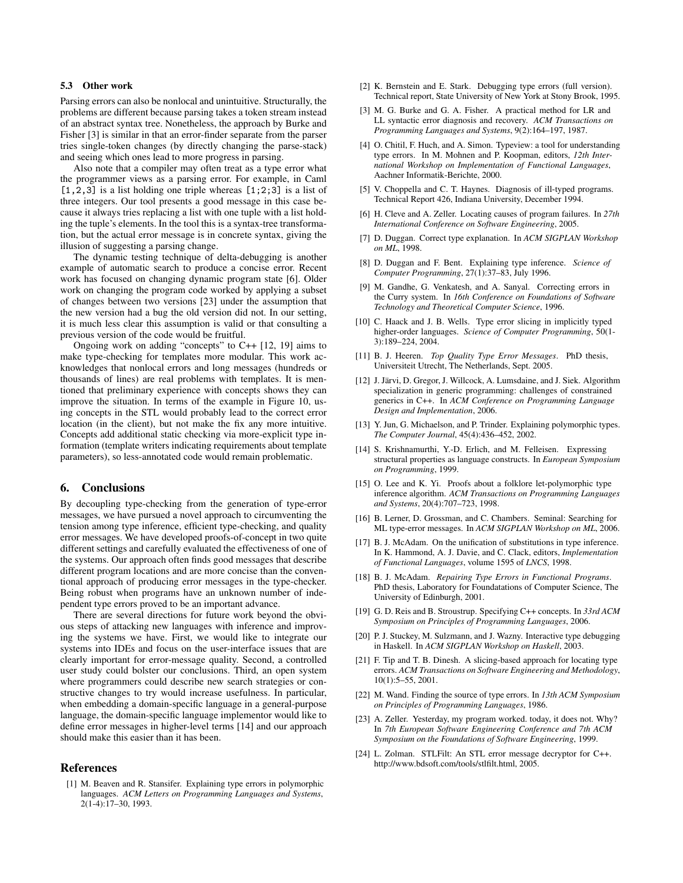### 5.3 Other work

Parsing errors can also be nonlocal and unintuitive. Structurally, the problems are different because parsing takes a token stream instead of an abstract syntax tree. Nonetheless, the approach by Burke and Fisher [3] is similar in that an error-finder separate from the parser tries single-token changes (by directly changing the parse-stack) and seeing which ones lead to more progress in parsing.

Also note that a compiler may often treat as a type error what the programmer views as a parsing error. For example, in Caml `[1,2,3]` is a list holding one triple whereas `[1;2;3]` is a list of three integers. Our tool presents a good message in this case because it always tries replacing a list with one tuple with a list holding the tuple's elements. In the tool this is a syntax-tree transformation, but the actual error message is in concrete syntax, giving the illusion of suggesting a parsing change.

The dynamic testing technique of delta-debugging is another example of automatic search to produce a concise error. Recent work has focused on changing dynamic program state [6]. Older work on changing the program code worked by applying a subset of changes between two versions [23] under the assumption that the new version had a bug the old version did not. In our setting, it is much less clear this assumption is valid or that consulting a previous version of the code would be fruitful.

Ongoing work on adding "concepts" to C++ [12, 19] aims to make type-checking for templates more modular. This work acknowledges that nonlocal errors and long messages (hundreds or thousands of lines) are real problems with templates. It is mentioned that preliminary experience with concepts shows they can improve the situation. In terms of the example in Figure 10, using concepts in the STL would probably lead to the correct error location (in the client), but not make the fix any more intuitive. Concepts add additional static checking via more-explicit type information (template writers indicating requirements about template parameters), so less-annotated code would remain problematic.

## 6. Conclusions

By decoupling type-checking from the generation of type-error messages, we have pursued a novel approach to circumventing the tension among type inference, efficient type-checking, and quality error messages. We have developed proofs-of-concept in two quite different settings and carefully evaluated the effectiveness of one of the systems. Our approach often finds good messages that describe different program locations and are more concise than the conventional approach of producing error messages in the type-checker. Being robust when programs have an unknown number of independent type errors proved to be an important advance.

There are several directions for future work beyond the obvious steps of attacking new languages with inference and improving the systems we have. First, we would like to integrate our systems into IDEs and focus on the user-interface issues that are clearly important for error-message quality. Second, a controlled user study could bolster our conclusions. Third, an open system where programmers could describe new search strategies or constructive changes to try would increase usefulness. In particular, when embedding a domain-specific language in a general-purpose language, the domain-specific language implementor would like to define error messages in higher-level terms [14] and our approach should make this easier than it has been.

## References

[1] M. Beaven and R. Stansifer. Explaining type errors in polymorphic languages. *ACM Letters on Programming Languages and Systems*, 2(1-4):17–30, 1993.

[2] K. Bernstein and E. Stark. Debugging type errors (full version). Technical report, State University of New York at Stony Brook, 1995.

[3] M. G. Burke and G. A. Fisher. A practical method for LR and LL syntactic error diagnosis and recovery. *ACM Transactions on Programming Languages and Systems*, 9(2):164–197, 1987.

[4] O. Chitil, F. Huch, and A. Simon. Typeview: a tool for understanding type errors. In M. Mohnen and P. Koopman, editors, *12th International Workshop on Implementation of Functional Languages*, Aachner Informatik-Berichte, 2000.

[5] V. Choppella and C. T. Haynes. Diagnosis of ill-typed programs. Technical Report 426, Indiana University, December 1994.

[6] H. Cleve and A. Zeller. Locating causes of program failures. In *27th International Conference on Software Engineering*, 2005.

[7] D. Duggan. Correct type explanation. In *ACM SIGPLAN Workshop on ML*, 1998.

[8] D. Duggan and F. Bent. Explaining type inference. *Science of Computer Programming*, 27(1):37–83, July 1996.

[9] M. Gandhe, G. Venkatesh, and A. Sanyal. Correcting errors in the Curry system. In *16th Conference on Foundations of Software Technology and Theoretical Computer Science*, 1996.

[10] C. Haack and J. B. Wells. Type error slicing in implicitly typed higher-order languages. *Science of Computer Programming*, 50(1-3):189–224, 2004.

[11] B. J. Heeren. *Top Quality Type Error Messages*. PhD thesis, Universiteit Utrecht, The Netherlands, Sept. 2005.

[12] J. Järvi, D. Gregor, J. Willcock, A. Lumsdaine, and J. Siek. Algorithm specialization in generic programming: challenges of constrained generics in C++. In *ACM Conference on Programming Language Design and Implementation*, 2006.

[13] Y. Jun, G. Michaelson, and P. Trinder. Explaining polymorphic types. *The Computer Journal*, 45(4):436–452, 2002.

[14] S. Krishnamurthi, Y.-D. Erlich, and M. Felleisen. Expressing structural properties as language constructs. In *European Symposium on Programming*, 1999.

[15] O. Lee and K. Yi. Proofs about a folklore let-polymorphic type inference algorithm. *ACM Transactions on Programming Languages and Systems*, 20(4):707–723, 1998.

[16] B. Lerner, D. Grossman, and C. Chambers. Seminal: Searching for ML type-error messages. In *ACM SIGPLAN Workshop on ML*, 2006.

[17] B. J. McAdam. On the unification of substitutions in type inference. In K. Hammond, A. J. Davie, and C. Clack, editors, *Implementation of Functional Languages*, volume 1595 of *LNCS*, 1998.

[18] B. J. McAdam. *Repairing Type Errors in Functional Programs*. PhD thesis, Laboratory for Foundatations of Computer Science, The University of Edinburgh, 2001.

[19] G. D. Reis and B. Stroustrup. Specifying C++ concepts. In *33rd ACM Symposium on Principles of Programming Languages*, 2006.

[20] P. J. Stuckey, M. Sulzmann, and J. Wazny. Interactive type debugging in Haskell. In *ACM SIGPLAN Workshop on Haskell*, 2003.

[21] F. Tip and T. B. Dinesh. A slicing-based approach for locating type errors. *ACM Transactions on Software Engineering and Methodology*, 10(1):5–55, 2001.

[22] M. Wand. Finding the source of type errors. In *13th ACM Symposium on Principles of Programming Languages*, 1986.

[23] A. Zeller. Yesterday, my program worked. today, it does not. Why? In *7th European Software Engineering Conference and 7th ACM Symposium on the Foundations of Software Engineering*, 1999.

[24] L. Zolman. STLFilt: An STL error message decryptor for C++. http://www.bdsoft.com/tools/stlfilt.html, 2005.